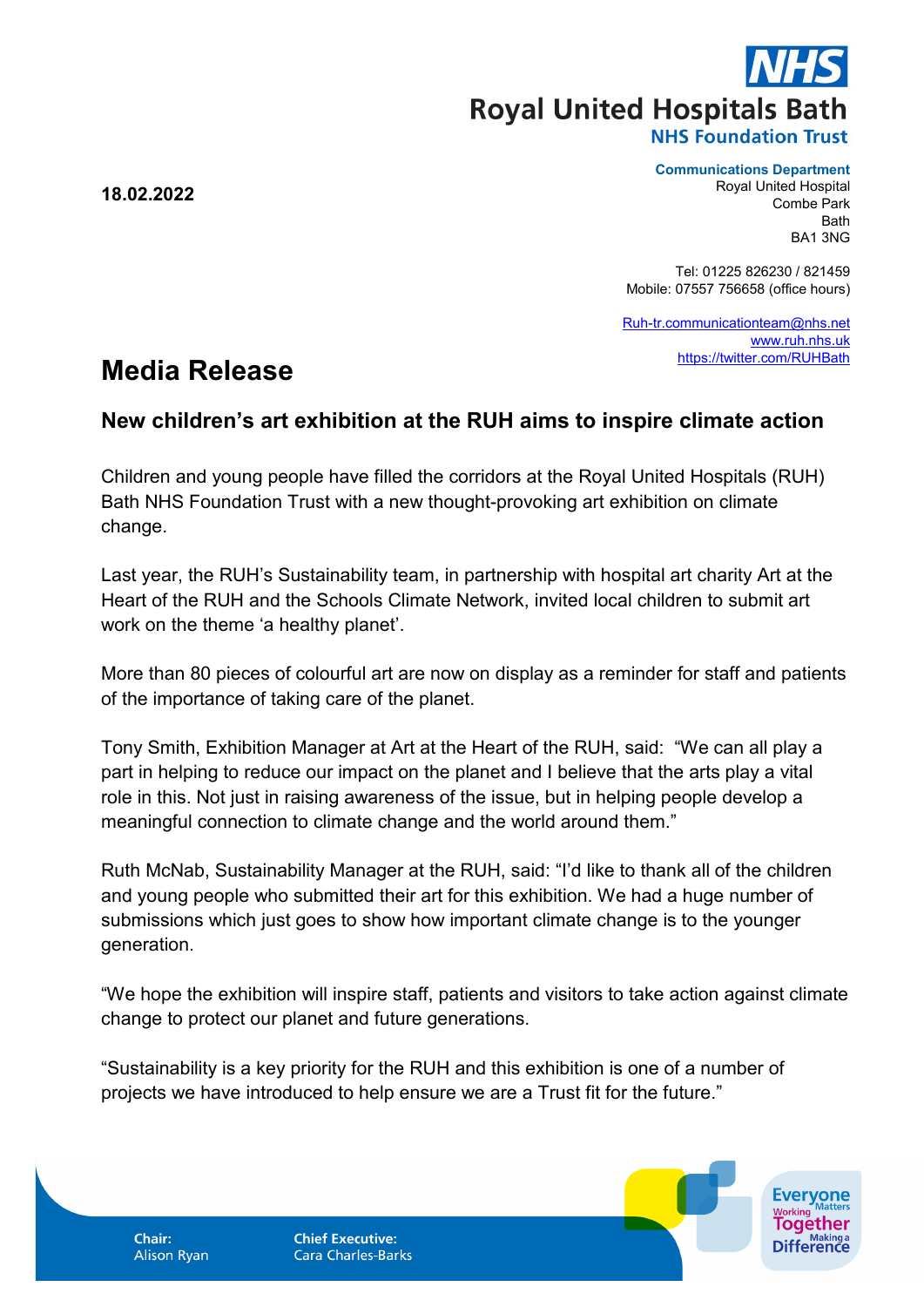NHS

Royal United Hospitals Bath

NHS Foundation Trust

**18.02.2022**

**Communications Department**
Royal United Hospital
Combe Park
Bath
BA1 3NG

Tel: 01225 826230 / 821459
Mobile: 07557 756658 (office hours)

Ruh-tr.communicationteam@nhs.net
www.ruh.nhs.uk
https://twitter.com/RUHBath

# Media Release

## New children's art exhibition at the RUH aims to inspire climate action

Children and young people have filled the corridors at the Royal United Hospitals (RUH) Bath NHS Foundation Trust with a new thought-provoking art exhibition on climate change.

Last year, the RUH's Sustainability team, in partnership with hospital art charity Art at the Heart of the RUH and the Schools Climate Network, invited local children to submit art work on the theme 'a healthy planet'.

More than 80 pieces of colourful art are now on display as a reminder for staff and patients of the importance of taking care of the planet.

Tony Smith, Exhibition Manager at Art at the Heart of the RUH, said: "We can all play a part in helping to reduce our impact on the planet and I believe that the arts play a vital role in this. Not just in raising awareness of the issue, but in helping people develop a meaningful connection to climate change and the world around them."

Ruth McNab, Sustainability Manager at the RUH, said: "I'd like to thank all of the children and young people who submitted their art for this exhibition. We had a huge number of submissions which just goes to show how important climate change is to the younger generation.

"We hope the exhibition will inspire staff, patients and visitors to take action against climate change to protect our planet and future generations.

"Sustainability is a key priority for the RUH and this exhibition is one of a number of projects we have introduced to help ensure we are a Trust fit for the future."

**Chair:** Alison Ryan

**Chief Executive:** Cara Charles-Barks

Everyone Matters
Working Together
Making a Difference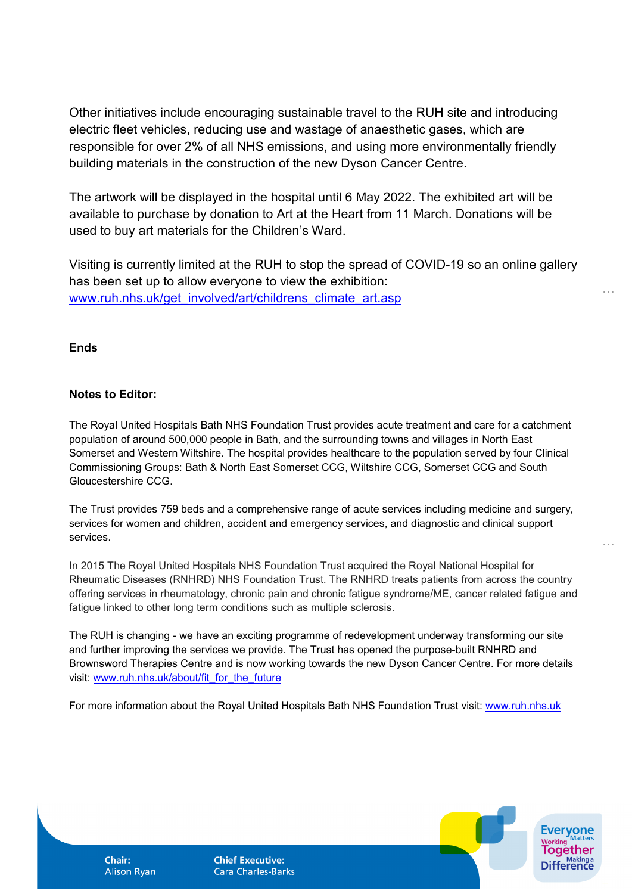Other initiatives include encouraging sustainable travel to the RUH site and introducing electric fleet vehicles, reducing use and wastage of anaesthetic gases, which are responsible for over 2% of all NHS emissions, and using more environmentally friendly building materials in the construction of the new Dyson Cancer Centre.

The artwork will be displayed in the hospital until 6 May 2022. The exhibited art will be available to purchase by donation to Art at the Heart from 11 March. Donations will be used to buy art materials for the Children's Ward.

Visiting is currently limited at the RUH to stop the spread of COVID-19 so an online gallery has been set up to allow everyone to view the exhibition: [www.ruh.nhs.uk/get_involved/art/childrens_climate_art.asp](www.ruh.nhs.uk/get_involved/art/childrens_climate_art.asp)

**Ends**

**Notes to Editor:**

The Royal United Hospitals Bath NHS Foundation Trust provides acute treatment and care for a catchment population of around 500,000 people in Bath, and the surrounding towns and villages in North East Somerset and Western Wiltshire. The hospital provides healthcare to the population served by four Clinical Commissioning Groups: Bath & North East Somerset CCG, Wiltshire CCG, Somerset CCG and South Gloucestershire CCG.

The Trust provides 759 beds and a comprehensive range of acute services including medicine and surgery, services for women and children, accident and emergency services, and diagnostic and clinical support services.

In 2015 The Royal United Hospitals NHS Foundation Trust acquired the Royal National Hospital for Rheumatic Diseases (RNHRD) NHS Foundation Trust. The RNHRD treats patients from across the country offering services in rheumatology, chronic pain and chronic fatigue syndrome/ME, cancer related fatigue and fatigue linked to other long term conditions such as multiple sclerosis.

The RUH is changing - we have an exciting programme of redevelopment underway transforming our site and further improving the services we provide. The Trust has opened the purpose-built RNHRD and Brownsword Therapies Centre and is now working towards the new Dyson Cancer Centre. For more details visit: [www.ruh.nhs.uk/about/fit_for_the_future](www.ruh.nhs.uk/about/fit_for_the_future)

For more information about the Royal United Hospitals Bath NHS Foundation Trust visit: [www.ruh.nhs.uk](www.ruh.nhs.uk)

**Chair:** Alison Ryan

**Chief Executive:** Cara Charles-Barks

Everyone Matters
Working Together
Making a Difference